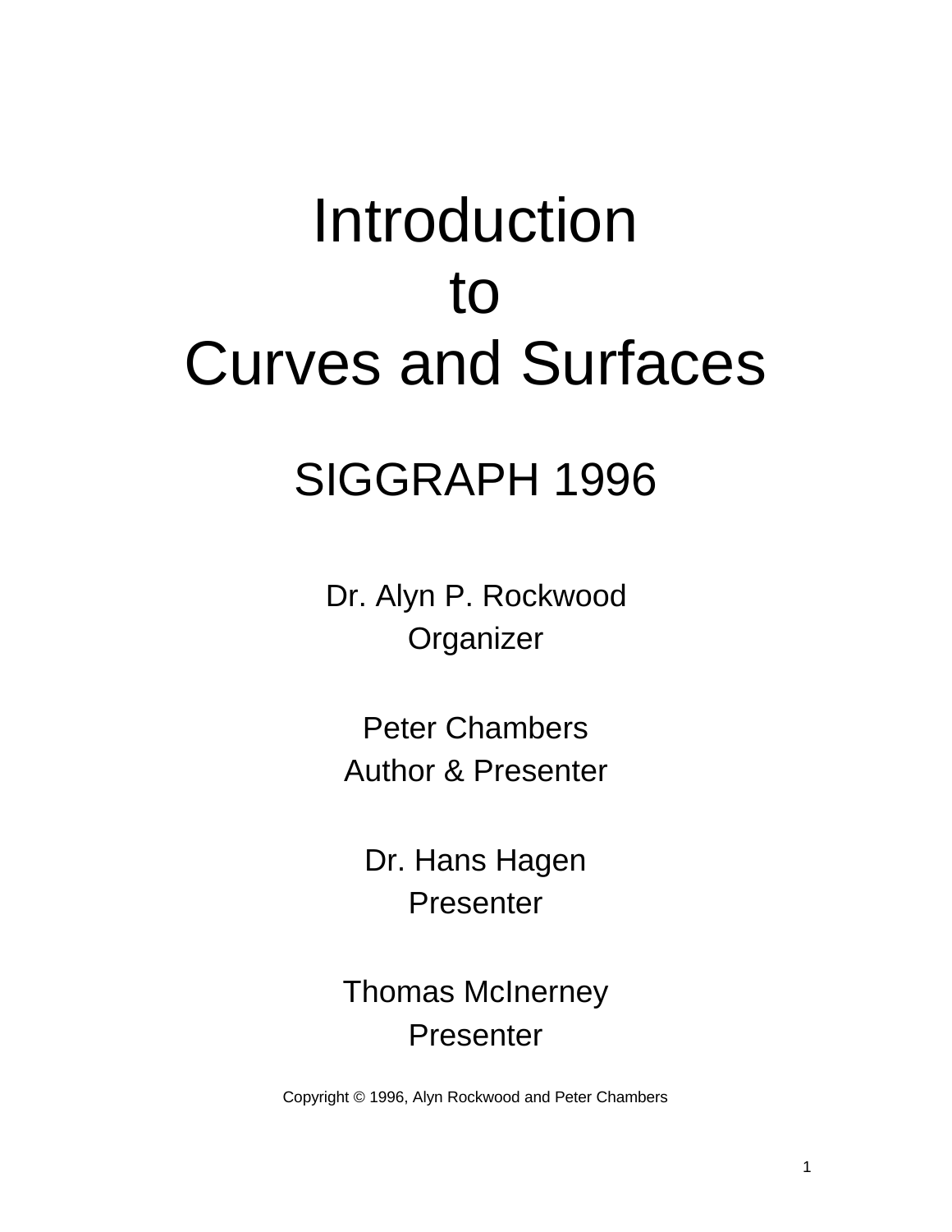# Introduction to Curves and Surfaces

## SIGGRAPH 1996

Dr. Alyn P. Rockwood
Organizer

Peter Chambers
Author & Presenter

Dr. Hans Hagen
Presenter

Thomas McInerney
Presenter

Copyright © 1996, Alyn Rockwood and Peter Chambers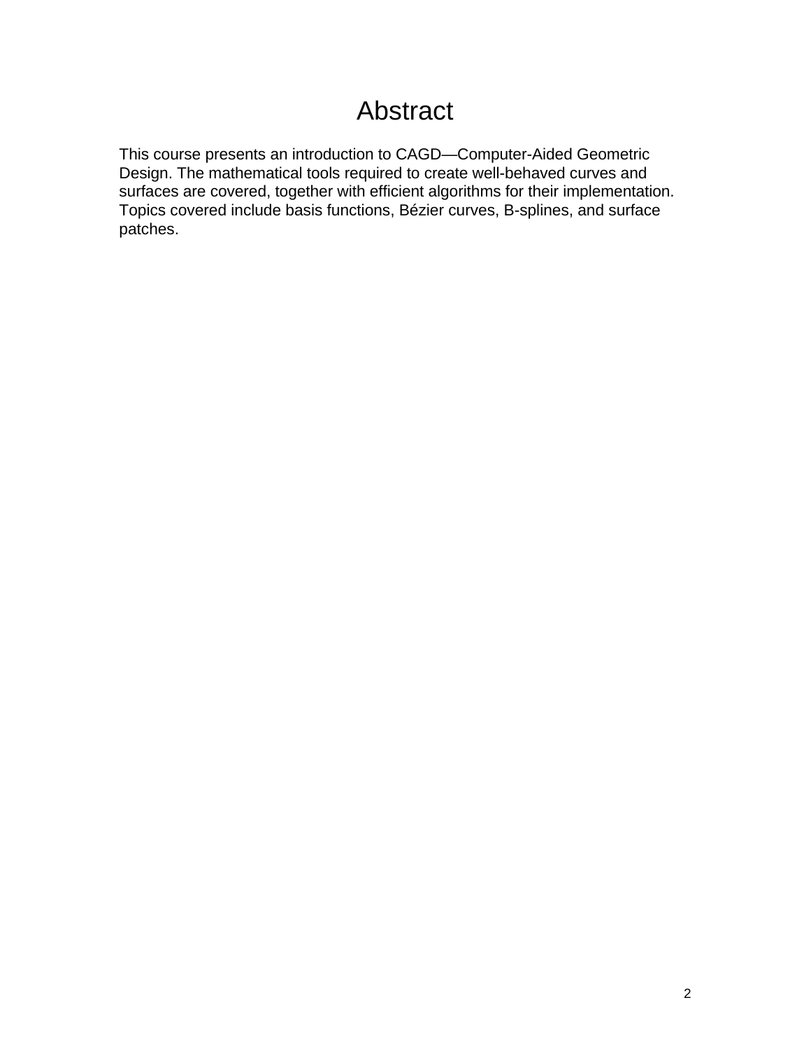# Abstract

This course presents an introduction to CAGD—Computer-Aided Geometric Design. The mathematical tools required to create well-behaved curves and surfaces are covered, together with efficient algorithms for their implementation. Topics covered include basis functions, Bézier curves, B-splines, and surface patches.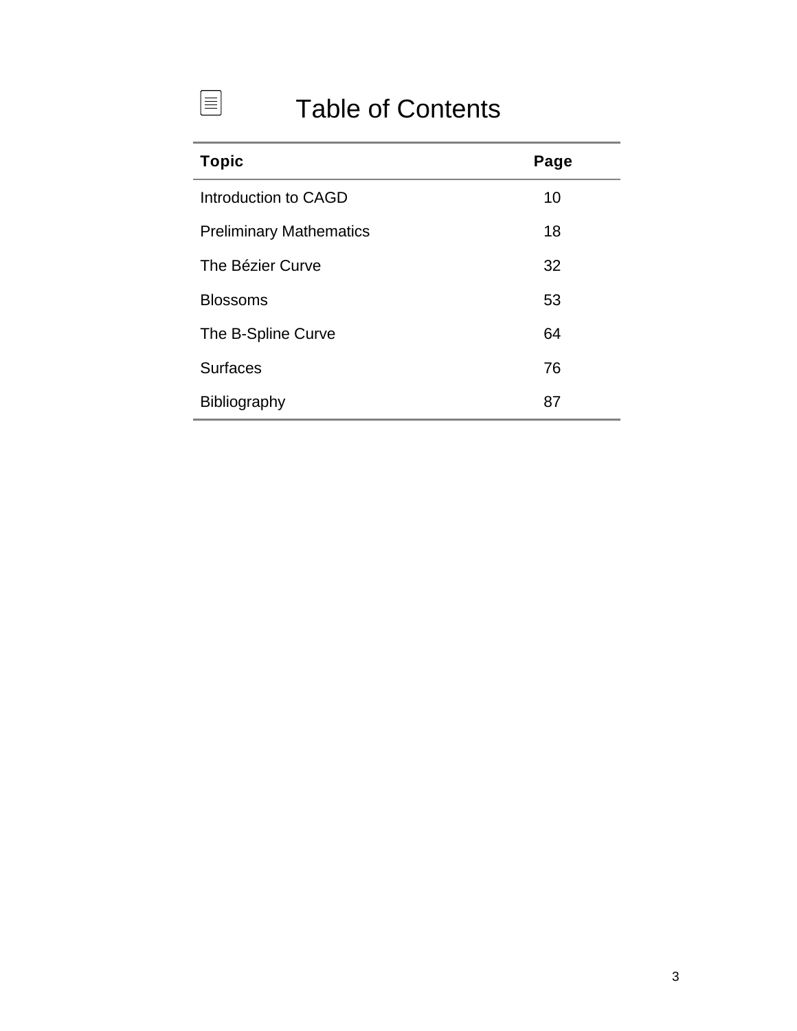# Table of Contents

| Topic | Page |
| --- | --- |
| Introduction to CAGD | 10 |
| Preliminary Mathematics | 18 |
| The Bézier Curve | 32 |
| Blossoms | 53 |
| The B-Spline Curve | 64 |
| Surfaces | 76 |
| Bibliography | 87 |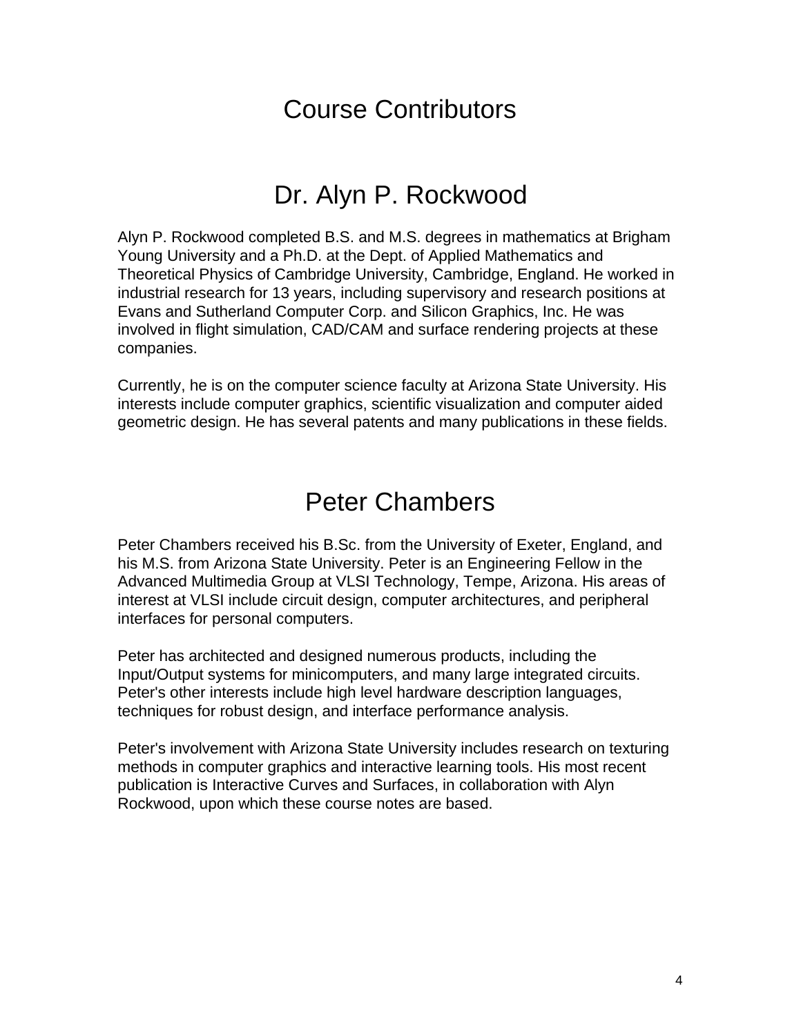# Course Contributors

## Dr. Alyn P. Rockwood

Alyn P. Rockwood completed B.S. and M.S. degrees in mathematics at Brigham Young University and a Ph.D. at the Dept. of Applied Mathematics and Theoretical Physics of Cambridge University, Cambridge, England. He worked in industrial research for 13 years, including supervisory and research positions at Evans and Sutherland Computer Corp. and Silicon Graphics, Inc. He was involved in flight simulation, CAD/CAM and surface rendering projects at these companies.

Currently, he is on the computer science faculty at Arizona State University. His interests include computer graphics, scientific visualization and computer aided geometric design. He has several patents and many publications in these fields.

## Peter Chambers

Peter Chambers received his B.Sc. from the University of Exeter, England, and his M.S. from Arizona State University. Peter is an Engineering Fellow in the Advanced Multimedia Group at VLSI Technology, Tempe, Arizona. His areas of interest at VLSI include circuit design, computer architectures, and peripheral interfaces for personal computers.

Peter has architected and designed numerous products, including the Input/Output systems for minicomputers, and many large integrated circuits. Peter's other interests include high level hardware description languages, techniques for robust design, and interface performance analysis.

Peter's involvement with Arizona State University includes research on texturing methods in computer graphics and interactive learning tools. His most recent publication is Interactive Curves and Surfaces, in collaboration with Alyn Rockwood, upon which these course notes are based.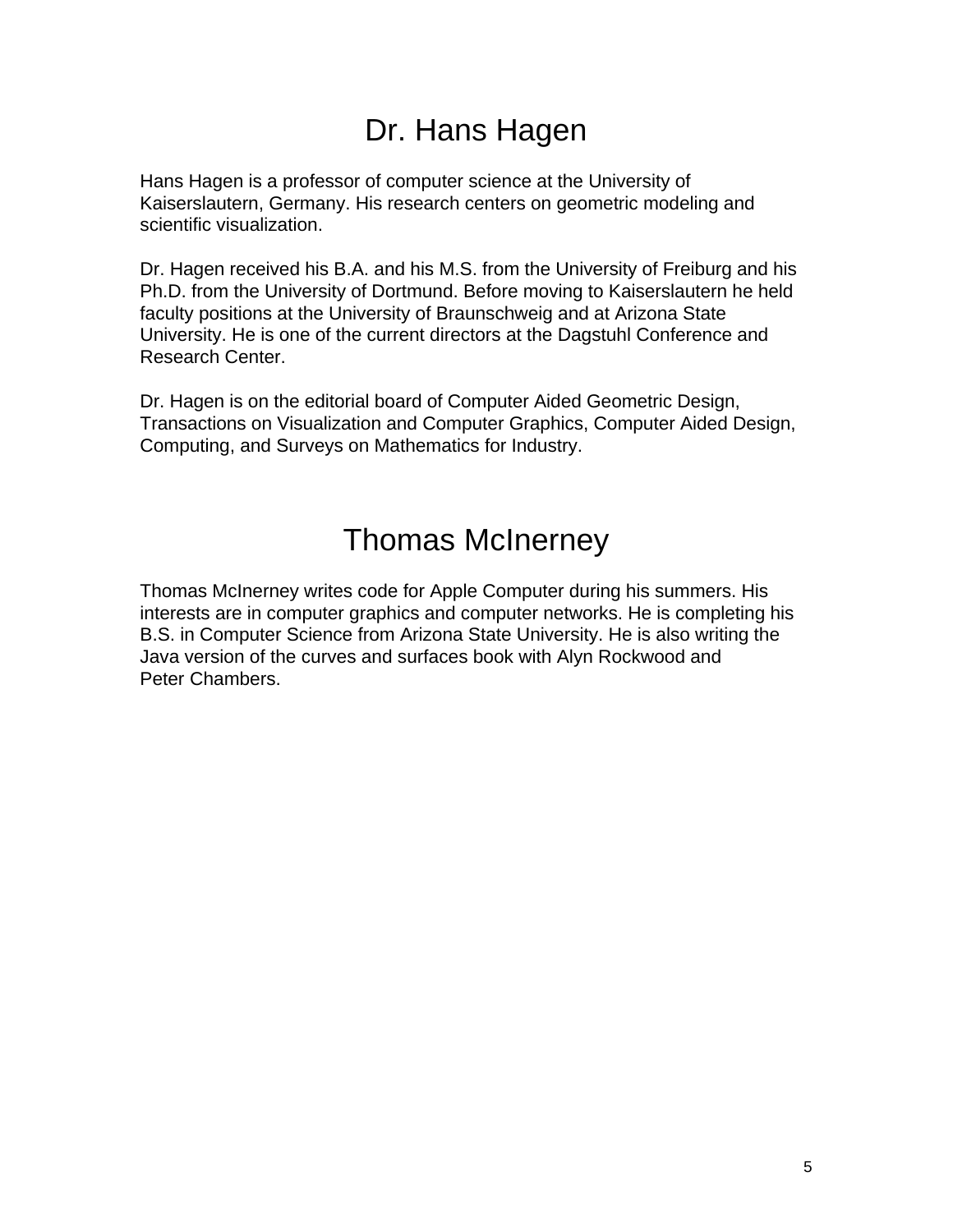# Dr. Hans Hagen

Hans Hagen is a professor of computer science at the University of Kaiserslautern, Germany. His research centers on geometric modeling and scientific visualization.

Dr. Hagen received his B.A. and his M.S. from the University of Freiburg and his Ph.D. from the University of Dortmund. Before moving to Kaiserslautern he held faculty positions at the University of Braunschweig and at Arizona State University. He is one of the current directors at the Dagstuhl Conference and Research Center.

Dr. Hagen is on the editorial board of Computer Aided Geometric Design, Transactions on Visualization and Computer Graphics, Computer Aided Design, Computing, and Surveys on Mathematics for Industry.

# Thomas McInerney

Thomas McInerney writes code for Apple Computer during his summers. His interests are in computer graphics and computer networks. He is completing his B.S. in Computer Science from Arizona State University. He is also writing the Java version of the curves and surfaces book with Alyn Rockwood and Peter Chambers.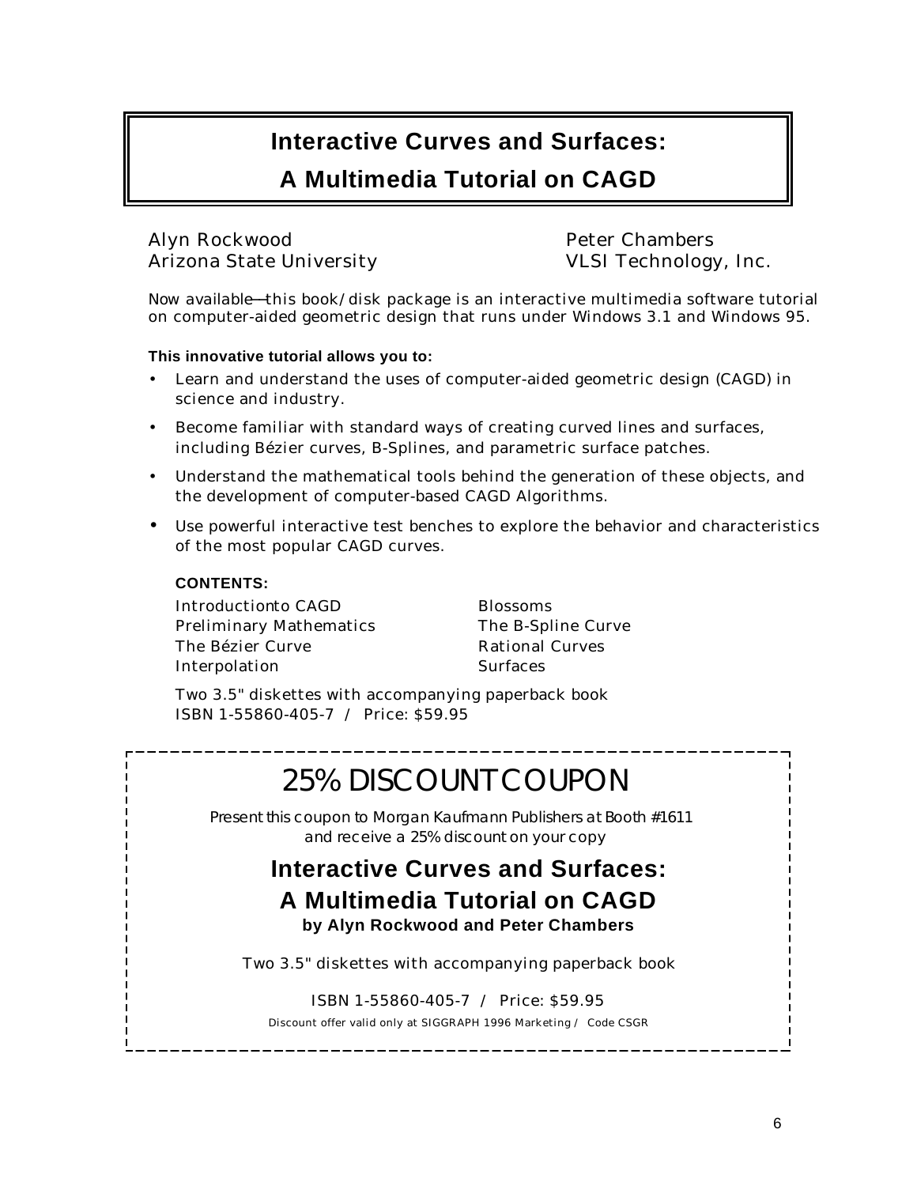# Interactive Curves and Surfaces:
# A Multimedia Tutorial on CAGD

Alyn Rockwood
Arizona State University

Peter Chambers
VLSI Technology, Inc.

Now available—this book/disk package is an interactive multimedia software tutorial on computer-aided geometric design that runs under Windows 3.1 and Windows 95.

**This innovative tutorial allows you to:**

- Learn and understand the uses of computer-aided geometric design (CAGD) in science and industry.
- Become familiar with standard ways of creating curved lines and surfaces, including Bézier curves, B-Splines, and parametric surface patches.
- Understand the mathematical tools behind the generation of these objects, and the development of computer-based CAGD Algorithms.
- Use powerful interactive test benches to explore the behavior and characteristics of the most popular CAGD curves.

**CONTENTS:**

Introductionto CAGD
Preliminary Mathematics
The Bézier Curve
Interpolation
Blossoms
The B-Spline Curve
Rational Curves
Surfaces

Two 3.5" diskettes with accompanying paperback book
ISBN 1-55860-405-7 / Price: $59.95

---

## 25% DISCOUNT COUPON

*Present this coupon to Morgan Kaufmann Publishers at Booth #1611 and receive a 25% discount on your copy*

**Interactive Curves and Surfaces:**
**A Multimedia Tutorial on CAGD**
**by Alyn Rockwood and Peter Chambers**

Two 3.5" diskettes with accompanying paperback book

ISBN 1-55860-405-7 / Price: $59.95

Discount offer valid only at SIGGRAPH 1996 Marketing / Code CSGR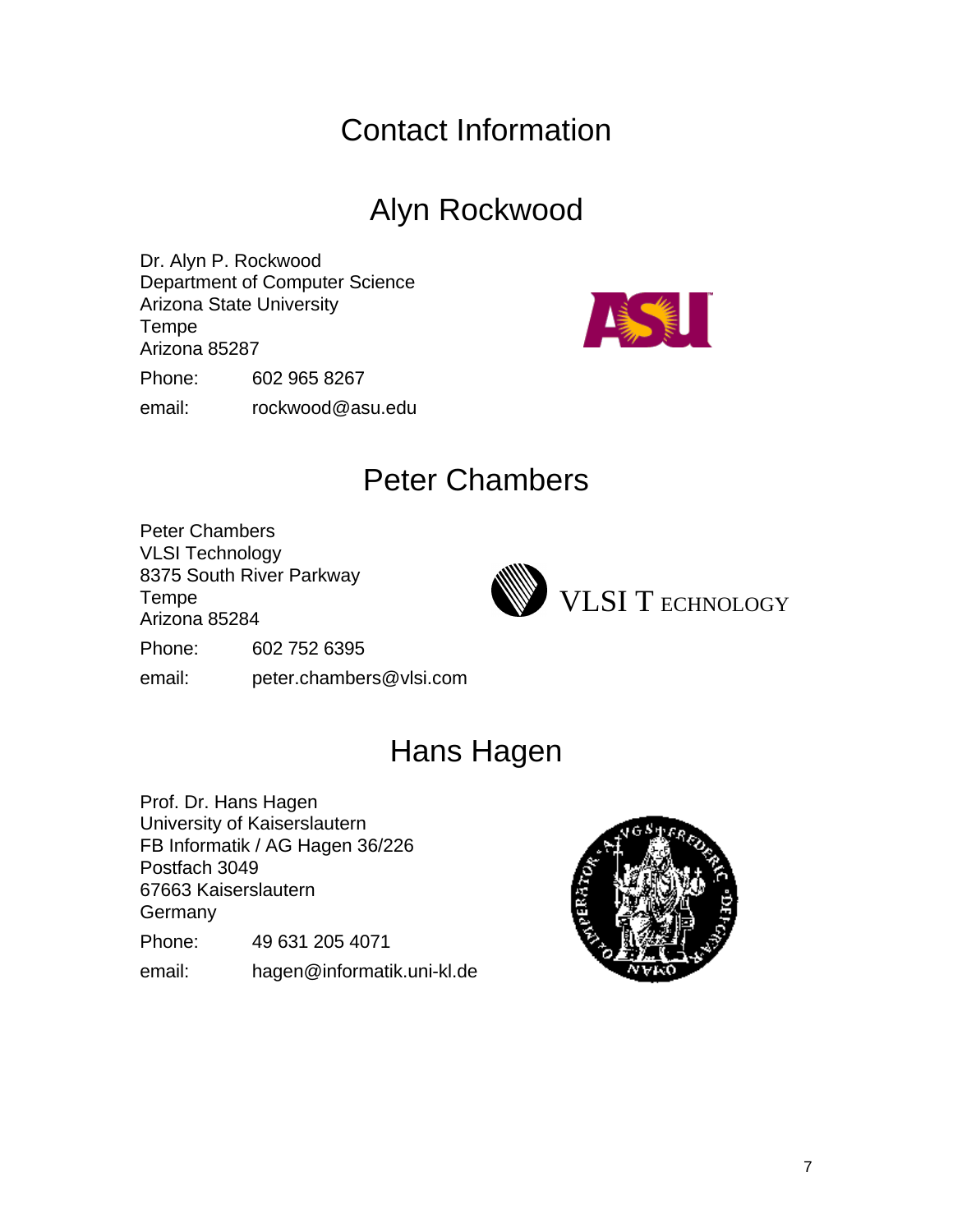# Contact Information

## Alyn Rockwood

Dr. Alyn P. Rockwood
Department of Computer Science
Arizona State University
Tempe
Arizona 85287

Phone: 602 965 8267

email: rockwood@asu.edu

## Peter Chambers

Peter Chambers
VLSI Technology
8375 South River Parkway
Tempe
Arizona 85284

Phone: 602 752 6395

email: peter.chambers@vlsi.com

## Hans Hagen

Prof. Dr. Hans Hagen
University of Kaiserslautern
FB Informatik / AG Hagen 36/226
Postfach 3049
67663 Kaiserslautern
Germany

Phone: 49 631 205 4071

email: hagen@informatik.uni-kl.de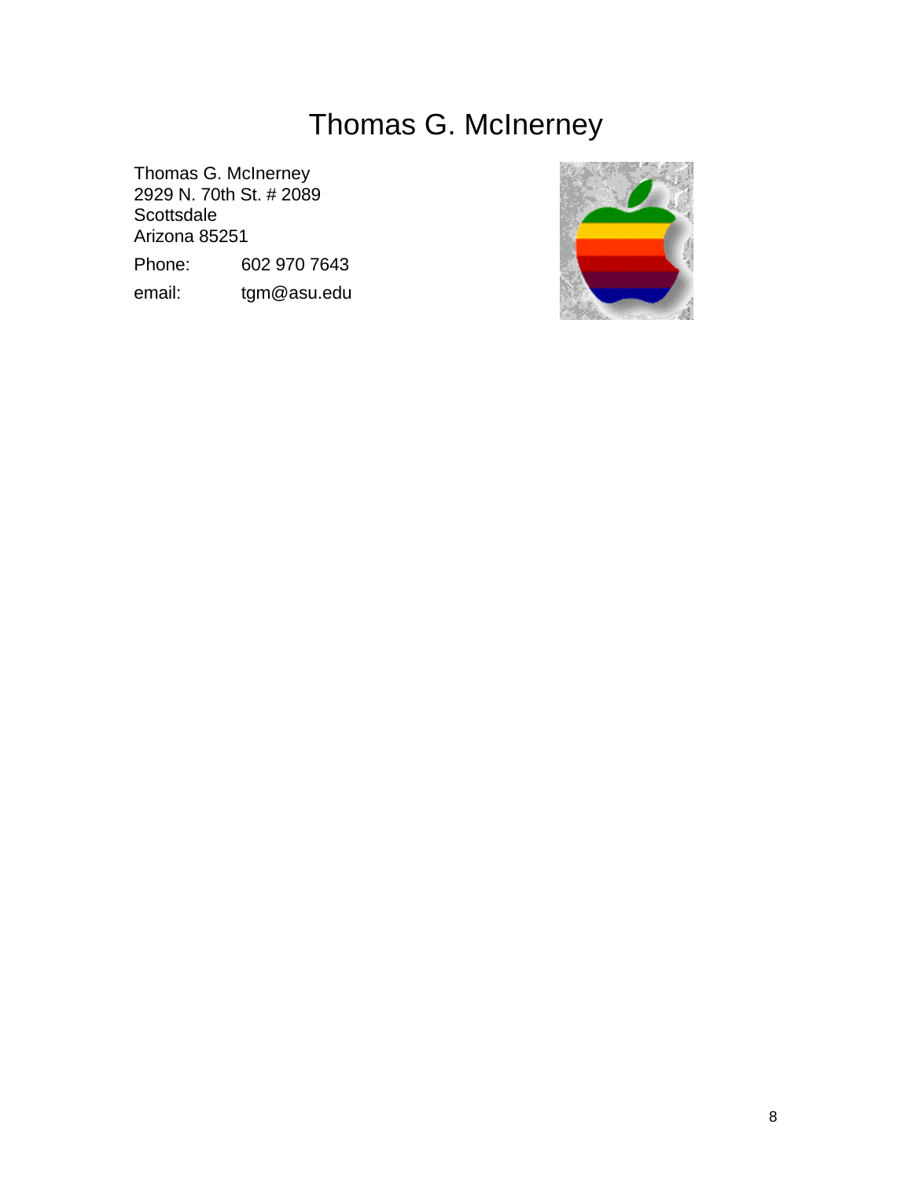# Thomas G. McInerney

Thomas G. McInerney
2929 N. 70th St. # 2089
Scottsdale
Arizona 85251

Phone: 602 970 7643

email: tgm@asu.edu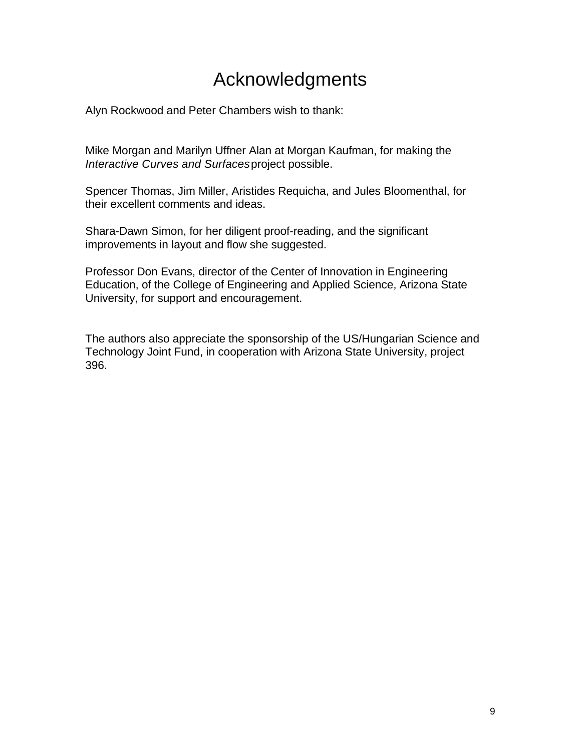# Acknowledgments

Alyn Rockwood and Peter Chambers wish to thank:

Mike Morgan and Marilyn Uffner Alan at Morgan Kaufman, for making the *Interactive Curves and Surfaces* project possible.

Spencer Thomas, Jim Miller, Aristides Requicha, and Jules Bloomenthal, for their excellent comments and ideas.

Shara-Dawn Simon, for her diligent proof-reading, and the significant improvements in layout and flow she suggested.

Professor Don Evans, director of the Center of Innovation in Engineering Education, of the College of Engineering and Applied Science, Arizona State University, for support and encouragement.

The authors also appreciate the sponsorship of the US/Hungarian Science and Technology Joint Fund, in cooperation with Arizona State University, project 396.